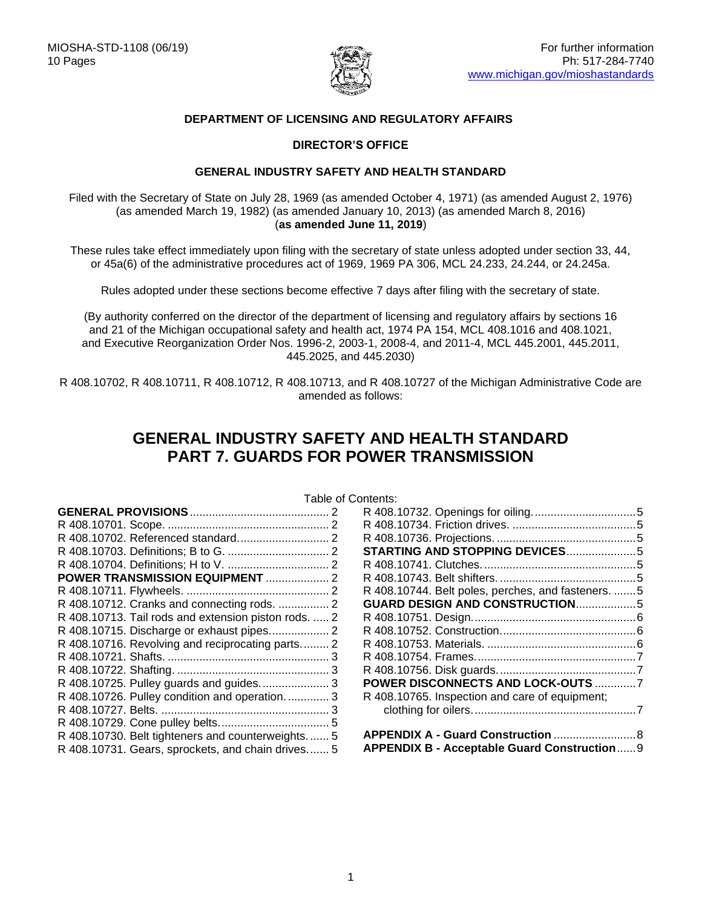MIOSHA-STD-1108 (06/19)
10 Pages

For further information
Ph: 517-284-7740
www.michigan.gov/mioshastandards

**DEPARTMENT OF LICENSING AND REGULATORY AFFAIRS**

**DIRECTOR'S OFFICE**

**GENERAL INDUSTRY SAFETY AND HEALTH STANDARD**

Filed with the Secretary of State on July 28, 1969 (as amended October 4, 1971) (as amended August 2, 1976) (as amended March 19, 1982) (as amended January 10, 2013) (as amended March 8, 2016) (**as amended June 11, 2019**)

These rules take effect immediately upon filing with the secretary of state unless adopted under section 33, 44, or 45a(6) of the administrative procedures act of 1969, 1969 PA 306, MCL 24.233, 24.244, or 24.245a.

Rules adopted under these sections become effective 7 days after filing with the secretary of state.

(By authority conferred on the director of the department of licensing and regulatory affairs by sections 16 and 21 of the Michigan occupational safety and health act, 1974 PA 154, MCL 408.1016 and 408.1021, and Executive Reorganization Order Nos. 1996-2, 2003-1, 2008-4, and 2011-4, MCL 445.2001, 445.2011, 445.2025, and 445.2030)

R 408.10702, R 408.10711, R 408.10712, R 408.10713, and R 408.10727 of the Michigan Administrative Code are amended as follows:

# GENERAL INDUSTRY SAFETY AND HEALTH STANDARD
# PART 7. GUARDS FOR POWER TRANSMISSION

Table of Contents:

**GENERAL PROVISIONS** ........ 2
R 408.10701. Scope. ........ 2
R 408.10702. Referenced standard. ........ 2
R 408.10703. Definitions; B to G. ........ 2
R 408.10704. Definitions; H to V. ........ 2
**POWER TRANSMISSION EQUIPMENT** ........ 2
R 408.10711. Flywheels. ........ 2
R 408.10712. Cranks and connecting rods. ........ 2
R 408.10713. Tail rods and extension piston rods. ........ 2
R 408.10715. Discharge or exhaust pipes. ........ 2
R 408.10716. Revolving and reciprocating parts. ........ 2
R 408.10721. Shafts. ........ 3
R 408.10722. Shafting. ........ 3
R 408.10725. Pulley guards and guides. ........ 3
R 408.10726. Pulley condition and operation. ........ 3
R 408.10727. Belts. ........ 3
R 408.10729. Cone pulley belts. ........ 5
R 408.10730. Belt tighteners and counterweights. ........ 5
R 408.10731. Gears, sprockets, and chain drives. ........ 5
R 408.10732. Openings for oiling. ........ 5
R 408.10734. Friction drives. ........ 5
R 408.10736. Projections. ........ 5
**STARTING AND STOPPING DEVICES** ........ 5
R 408.10741. Clutches. ........ 5
R 408.10743. Belt shifters. ........ 5
R 408.10744. Belt poles, perches, and fasteners. ........ 5
**GUARD DESIGN AND CONSTRUCTION** ........ 5
R 408.10751. Design. ........ 6
R 408.10752. Construction. ........ 6
R 408.10753. Materials. ........ 6
R 408.10754. Frames. ........ 7
R 408.10756. Disk guards. ........ 7
**POWER DISCONNECTS AND LOCK-OUTS** ........ 7
R 408.10765. Inspection and care of equipment; clothing for oilers. ........ 7

**APPENDIX A - Guard Construction** ........ 8
**APPENDIX B - Acceptable Guard Construction** ........ 9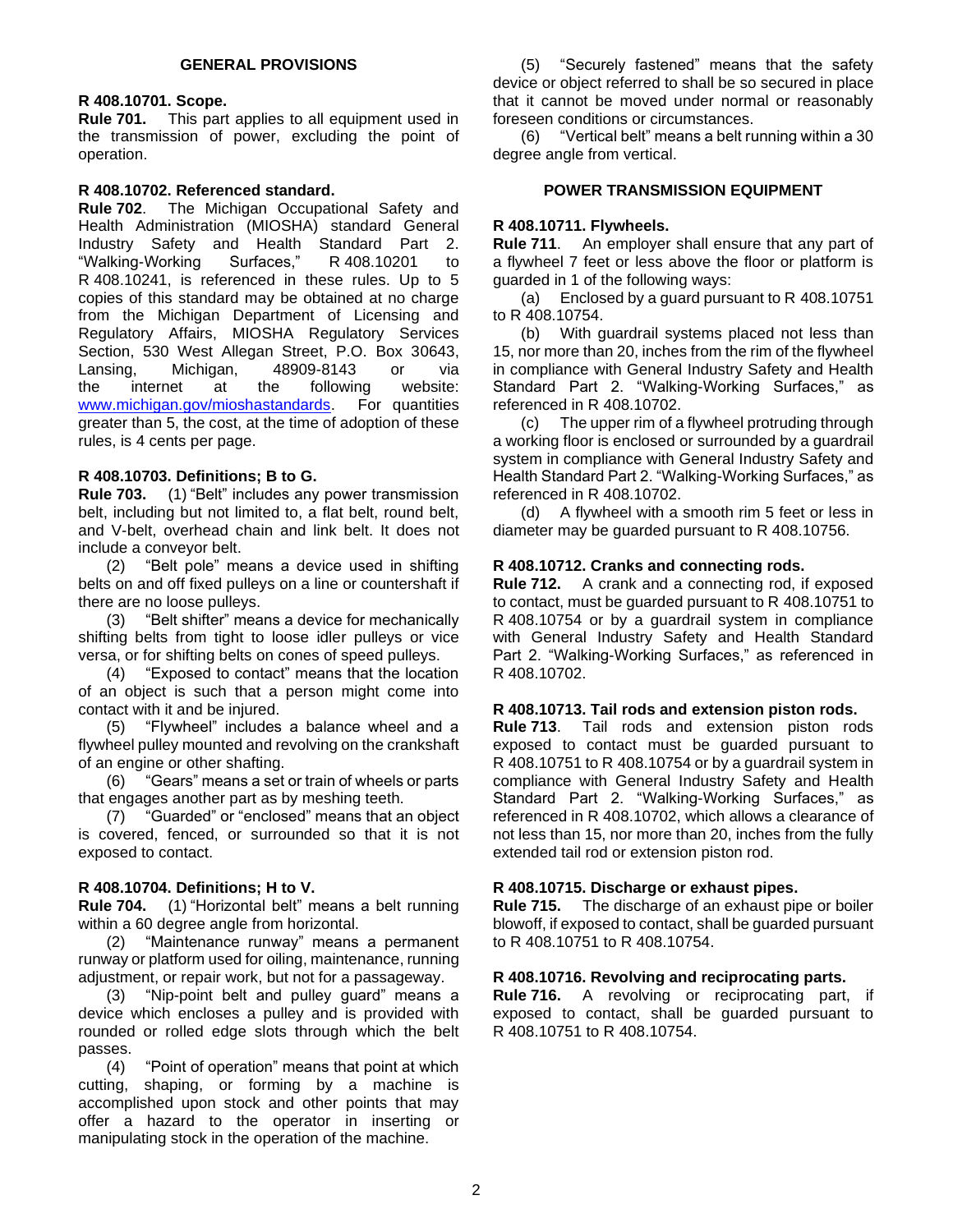## GENERAL PROVISIONS

### R 408.10701. Scope.

**Rule 701.** This part applies to all equipment used in the transmission of power, excluding the point of operation.

### R 408.10702. Referenced standard.

**Rule 702**. The Michigan Occupational Safety and Health Administration (MIOSHA) standard General Industry Safety and Health Standard Part 2. "Walking-Working Surfaces," R 408.10201 to R 408.10241, is referenced in these rules. Up to 5 copies of this standard may be obtained at no charge from the Michigan Department of Licensing and Regulatory Affairs, MIOSHA Regulatory Services Section, 530 West Allegan Street, P.O. Box 30643, Lansing, Michigan, 48909-8143 or via the internet at the following website: www.michigan.gov/mioshastandards. For quantities greater than 5, the cost, at the time of adoption of these rules, is 4 cents per page.

### R 408.10703. Definitions; B to G.

**Rule 703.** (1) "Belt" includes any power transmission belt, including but not limited to, a flat belt, round belt, and V-belt, overhead chain and link belt. It does not include a conveyor belt.

(2) "Belt pole" means a device used in shifting belts on and off fixed pulleys on a line or countershaft if there are no loose pulleys.

(3) "Belt shifter" means a device for mechanically shifting belts from tight to loose idler pulleys or vice versa, or for shifting belts on cones of speed pulleys.

(4) "Exposed to contact" means that the location of an object is such that a person might come into contact with it and be injured.

(5) "Flywheel" includes a balance wheel and a flywheel pulley mounted and revolving on the crankshaft of an engine or other shafting.

(6) "Gears" means a set or train of wheels or parts that engages another part as by meshing teeth.

(7) "Guarded" or "enclosed" means that an object is covered, fenced, or surrounded so that it is not exposed to contact.

### R 408.10704. Definitions; H to V.

**Rule 704.** (1) "Horizontal belt" means a belt running within a 60 degree angle from horizontal.

(2) "Maintenance runway" means a permanent runway or platform used for oiling, maintenance, running adjustment, or repair work, but not for a passageway.

(3) "Nip-point belt and pulley guard" means a device which encloses a pulley and is provided with rounded or rolled edge slots through which the belt passes.

(4) "Point of operation" means that point at which cutting, shaping, or forming by a machine is accomplished upon stock and other points that may offer a hazard to the operator in inserting or manipulating stock in the operation of the machine.

(5) "Securely fastened" means that the safety device or object referred to shall be so secured in place that it cannot be moved under normal or reasonably foreseen conditions or circumstances.

(6) "Vertical belt" means a belt running within a 30 degree angle from vertical.

## POWER TRANSMISSION EQUIPMENT

### R 408.10711. Flywheels.

**Rule 711**. An employer shall ensure that any part of a flywheel 7 feet or less above the floor or platform is guarded in 1 of the following ways:

(a) Enclosed by a guard pursuant to R 408.10751 to R 408.10754.

(b) With guardrail systems placed not less than 15, nor more than 20, inches from the rim of the flywheel in compliance with General Industry Safety and Health Standard Part 2. "Walking-Working Surfaces," as referenced in R 408.10702.

(c) The upper rim of a flywheel protruding through a working floor is enclosed or surrounded by a guardrail system in compliance with General Industry Safety and Health Standard Part 2. "Walking-Working Surfaces," as referenced in R 408.10702.

(d) A flywheel with a smooth rim 5 feet or less in diameter may be guarded pursuant to R 408.10756.

### R 408.10712. Cranks and connecting rods.

**Rule 712.** A crank and a connecting rod, if exposed to contact, must be guarded pursuant to R 408.10751 to R 408.10754 or by a guardrail system in compliance with General Industry Safety and Health Standard Part 2. "Walking-Working Surfaces," as referenced in R 408.10702.

### R 408.10713. Tail rods and extension piston rods.

**Rule 713**. Tail rods and extension piston rods exposed to contact must be guarded pursuant to R 408.10751 to R 408.10754 or by a guardrail system in compliance with General Industry Safety and Health Standard Part 2. "Walking-Working Surfaces," as referenced in R 408.10702, which allows a clearance of not less than 15, nor more than 20, inches from the fully extended tail rod or extension piston rod.

### R 408.10715. Discharge or exhaust pipes.

**Rule 715.** The discharge of an exhaust pipe or boiler blowoff, if exposed to contact, shall be guarded pursuant to R 408.10751 to R 408.10754.

### R 408.10716. Revolving and reciprocating parts.

**Rule 716.** A revolving or reciprocating part, if exposed to contact, shall be guarded pursuant to R 408.10751 to R 408.10754.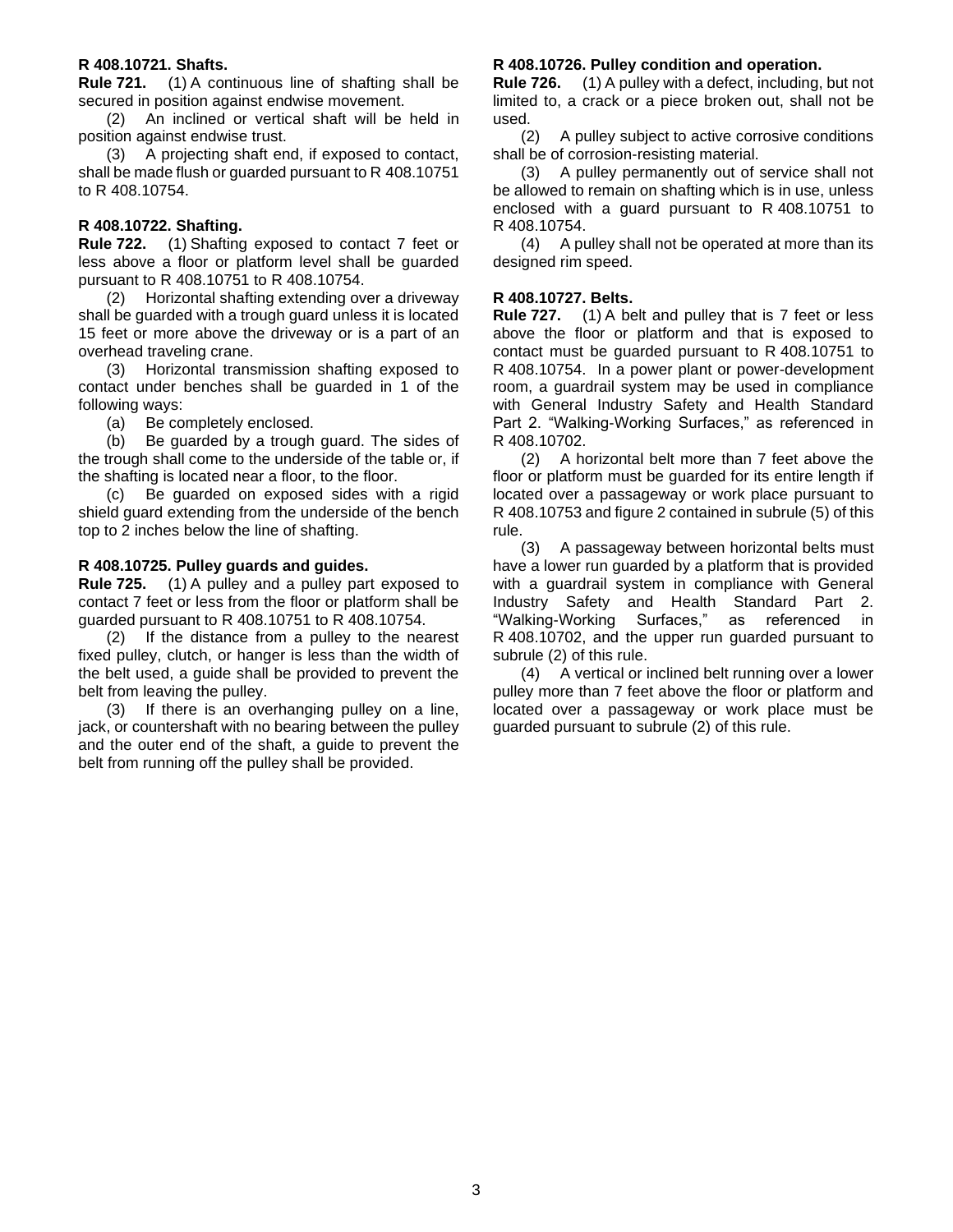### R 408.10721. Shafts.

**Rule 721.** (1) A continuous line of shafting shall be secured in position against endwise movement.

(2) An inclined or vertical shaft will be held in position against endwise trust.

(3) A projecting shaft end, if exposed to contact, shall be made flush or guarded pursuant to R 408.10751 to R 408.10754.

### R 408.10722. Shafting.

**Rule 722.** (1) Shafting exposed to contact 7 feet or less above a floor or platform level shall be guarded pursuant to R 408.10751 to R 408.10754.

(2) Horizontal shafting extending over a driveway shall be guarded with a trough guard unless it is located 15 feet or more above the driveway or is a part of an overhead traveling crane.

(3) Horizontal transmission shafting exposed to contact under benches shall be guarded in 1 of the following ways:

(a) Be completely enclosed.

(b) Be guarded by a trough guard. The sides of the trough shall come to the underside of the table or, if the shafting is located near a floor, to the floor.

(c) Be guarded on exposed sides with a rigid shield guard extending from the underside of the bench top to 2 inches below the line of shafting.

### R 408.10725. Pulley guards and guides.

**Rule 725.** (1) A pulley and a pulley part exposed to contact 7 feet or less from the floor or platform shall be guarded pursuant to R 408.10751 to R 408.10754.

(2) If the distance from a pulley to the nearest fixed pulley, clutch, or hanger is less than the width of the belt used, a guide shall be provided to prevent the belt from leaving the pulley.

(3) If there is an overhanging pulley on a line, jack, or countershaft with no bearing between the pulley and the outer end of the shaft, a guide to prevent the belt from running off the pulley shall be provided.

### R 408.10726. Pulley condition and operation.

**Rule 726.** (1) A pulley with a defect, including, but not limited to, a crack or a piece broken out, shall not be used.

(2) A pulley subject to active corrosive conditions shall be of corrosion-resisting material.

(3) A pulley permanently out of service shall not be allowed to remain on shafting which is in use, unless enclosed with a guard pursuant to R 408.10751 to R 408.10754.

(4) A pulley shall not be operated at more than its designed rim speed.

### R 408.10727. Belts.

**Rule 727.** (1) A belt and pulley that is 7 feet or less above the floor or platform and that is exposed to contact must be guarded pursuant to R 408.10751 to R 408.10754. In a power plant or power-development room, a guardrail system may be used in compliance with General Industry Safety and Health Standard Part 2. "Walking-Working Surfaces," as referenced in R 408.10702.

(2) A horizontal belt more than 7 feet above the floor or platform must be guarded for its entire length if located over a passageway or work place pursuant to R 408.10753 and figure 2 contained in subrule (5) of this rule.

(3) A passageway between horizontal belts must have a lower run guarded by a platform that is provided with a guardrail system in compliance with General Industry Safety and Health Standard Part 2. "Walking-Working Surfaces," as referenced in R 408.10702, and the upper run guarded pursuant to subrule (2) of this rule.

(4) A vertical or inclined belt running over a lower pulley more than 7 feet above the floor or platform and located over a passageway or work place must be guarded pursuant to subrule (2) of this rule.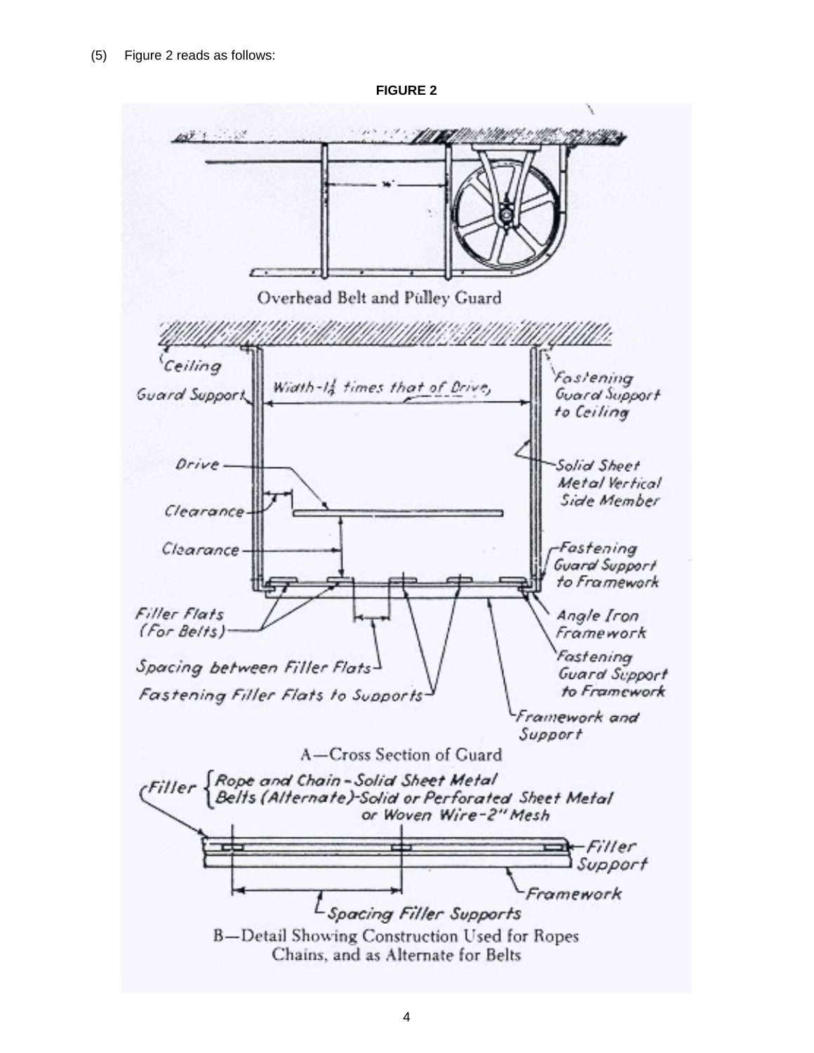(5) Figure 2 reads as follows:

**FIGURE 2**

Overhead Belt and Pulley Guard

Ceiling

Guard Support

Width-1¼ times that of Drive

Fastening Guard Support to Ceiling

Drive

Solid Sheet Metal Vertical Side Member

Clearance

Clearance

Fastening Guard Support to Framework

Filler Flats (For Belts)

Angle Iron Framework

Spacing between Filler Flats

Fastening Guard Support to Framework

Fastening Filler Flats to Supports

Framework and Support

A—Cross Section of Guard

Filler { Rope and Chain - Solid Sheet Metal
Belts (Alternate)-Solid or Perforated Sheet Metal or Woven Wire-2" Mesh

Filler Support

Framework

Spacing Filler Supports

B—Detail Showing Construction Used for Ropes Chains, and as Alternate for Belts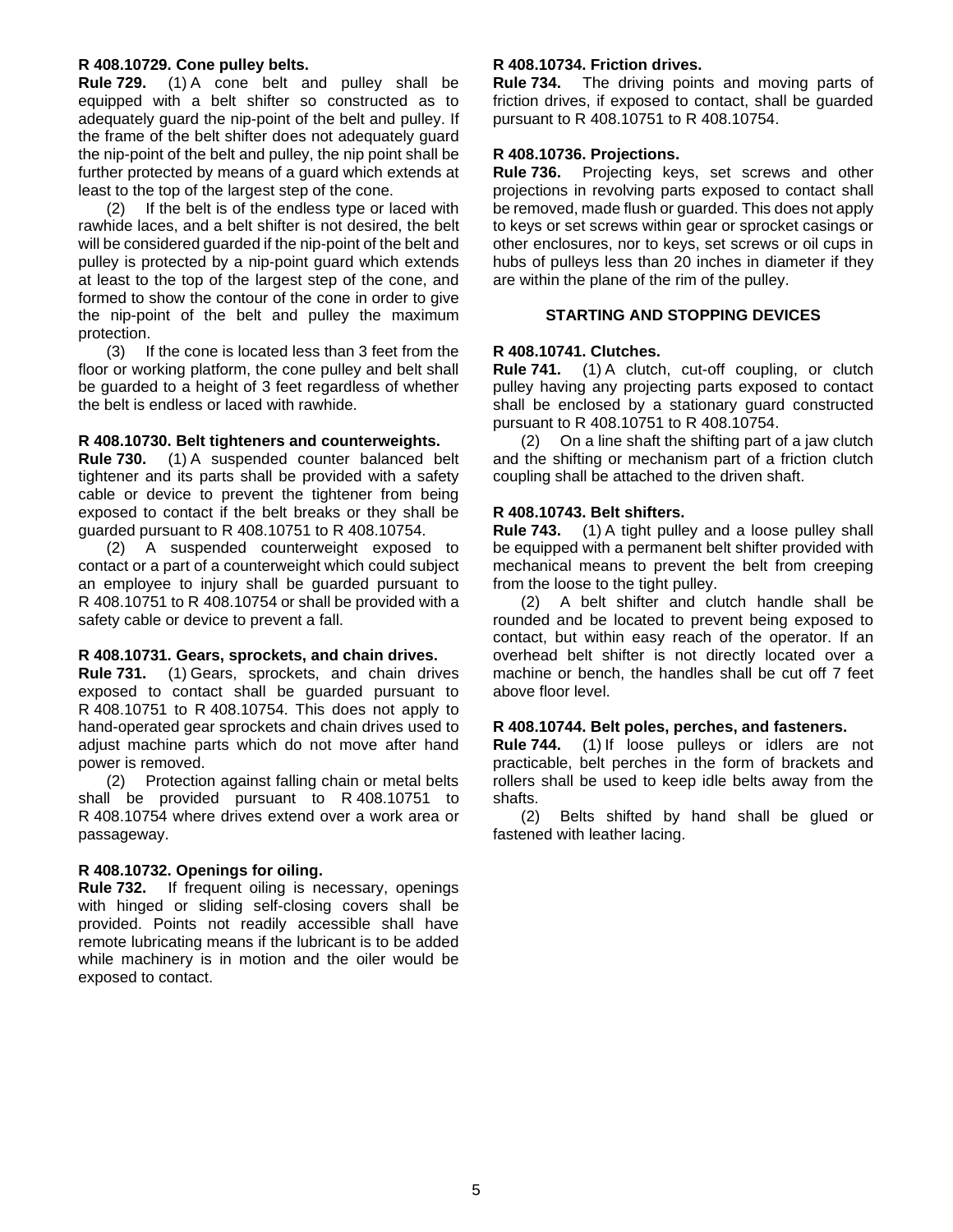### R 408.10729. Cone pulley belts.

**Rule 729.** (1) A cone belt and pulley shall be equipped with a belt shifter so constructed as to adequately guard the nip-point of the belt and pulley. If the frame of the belt shifter does not adequately guard the nip-point of the belt and pulley, the nip point shall be further protected by means of a guard which extends at least to the top of the largest step of the cone.

(2) If the belt is of the endless type or laced with rawhide laces, and a belt shifter is not desired, the belt will be considered guarded if the nip-point of the belt and pulley is protected by a nip-point guard which extends at least to the top of the largest step of the cone, and formed to show the contour of the cone in order to give the nip-point of the belt and pulley the maximum protection.

(3) If the cone is located less than 3 feet from the floor or working platform, the cone pulley and belt shall be guarded to a height of 3 feet regardless of whether the belt is endless or laced with rawhide.

### R 408.10730. Belt tighteners and counterweights.

**Rule 730.** (1) A suspended counter balanced belt tightener and its parts shall be provided with a safety cable or device to prevent the tightener from being exposed to contact if the belt breaks or they shall be guarded pursuant to R 408.10751 to R 408.10754.

(2) A suspended counterweight exposed to contact or a part of a counterweight which could subject an employee to injury shall be guarded pursuant to R 408.10751 to R 408.10754 or shall be provided with a safety cable or device to prevent a fall.

### R 408.10731. Gears, sprockets, and chain drives.

**Rule 731.** (1) Gears, sprockets, and chain drives exposed to contact shall be guarded pursuant to R 408.10751 to R 408.10754. This does not apply to hand-operated gear sprockets and chain drives used to adjust machine parts which do not move after hand power is removed.

(2) Protection against falling chain or metal belts shall be provided pursuant to R 408.10751 to R 408.10754 where drives extend over a work area or passageway.

### R 408.10732. Openings for oiling.

**Rule 732.** If frequent oiling is necessary, openings with hinged or sliding self-closing covers shall be provided. Points not readily accessible shall have remote lubricating means if the lubricant is to be added while machinery is in motion and the oiler would be exposed to contact.

### R 408.10734. Friction drives.

**Rule 734.** The driving points and moving parts of friction drives, if exposed to contact, shall be guarded pursuant to R 408.10751 to R 408.10754.

### R 408.10736. Projections.

**Rule 736.** Projecting keys, set screws and other projections in revolving parts exposed to contact shall be removed, made flush or guarded. This does not apply to keys or set screws within gear or sprocket casings or other enclosures, nor to keys, set screws or oil cups in hubs of pulleys less than 20 inches in diameter if they are within the plane of the rim of the pulley.

## STARTING AND STOPPING DEVICES

### R 408.10741. Clutches.

**Rule 741.** (1) A clutch, cut-off coupling, or clutch pulley having any projecting parts exposed to contact shall be enclosed by a stationary guard constructed pursuant to R 408.10751 to R 408.10754.

(2) On a line shaft the shifting part of a jaw clutch and the shifting or mechanism part of a friction clutch coupling shall be attached to the driven shaft.

### R 408.10743. Belt shifters.

**Rule 743.** (1) A tight pulley and a loose pulley shall be equipped with a permanent belt shifter provided with mechanical means to prevent the belt from creeping from the loose to the tight pulley.

(2) A belt shifter and clutch handle shall be rounded and be located to prevent being exposed to contact, but within easy reach of the operator. If an overhead belt shifter is not directly located over a machine or bench, the handles shall be cut off 7 feet above floor level.

### R 408.10744. Belt poles, perches, and fasteners.

**Rule 744.** (1) If loose pulleys or idlers are not practicable, belt perches in the form of brackets and rollers shall be used to keep idle belts away from the shafts.

(2) Belts shifted by hand shall be glued or fastened with leather lacing.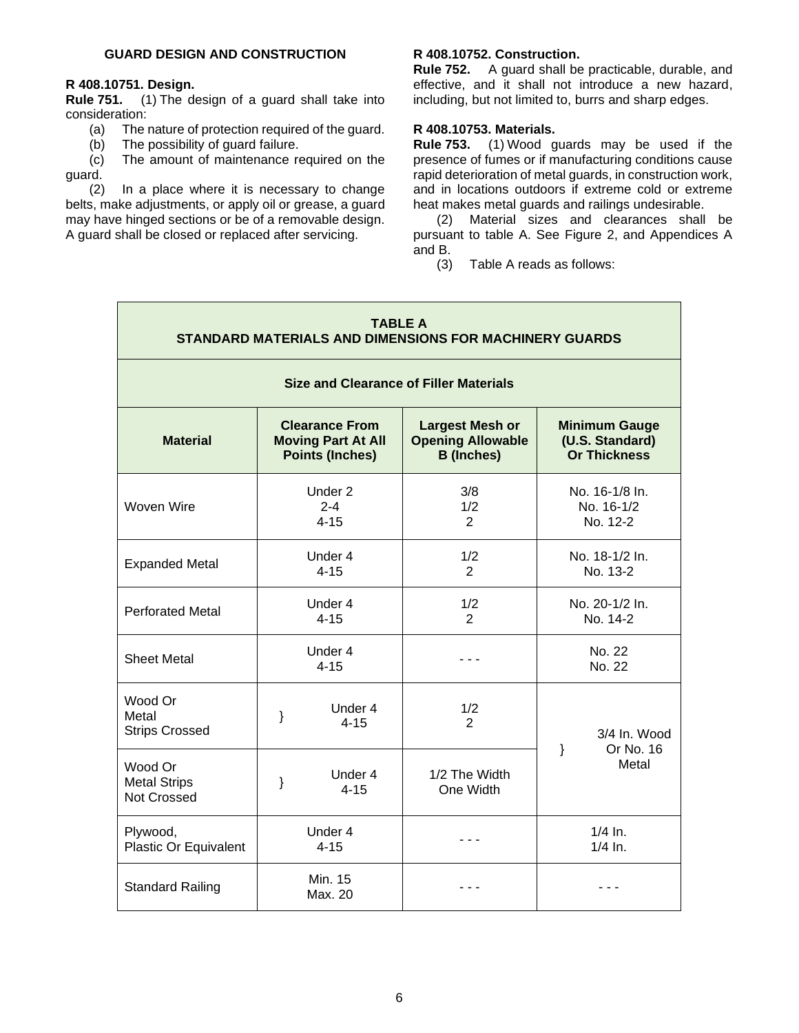## GUARD DESIGN AND CONSTRUCTION

### R 408.10751. Design.

**Rule 751.** (1) The design of a guard shall take into consideration:

(a) The nature of protection required of the guard.

(b) The possibility of guard failure.

(c) The amount of maintenance required on the guard.

(2) In a place where it is necessary to change belts, make adjustments, or apply oil or grease, a guard may have hinged sections or be of a removable design. A guard shall be closed or replaced after servicing.

### R 408.10752. Construction.

**Rule 752.** A guard shall be practicable, durable, and effective, and it shall not introduce a new hazard, including, but not limited to, burrs and sharp edges.

### R 408.10753. Materials.

**Rule 753.** (1) Wood guards may be used if the presence of fumes or if manufacturing conditions cause rapid deterioration of metal guards, in construction work, and in locations outdoors if extreme cold or extreme heat makes metal guards and railings undesirable.

(2) Material sizes and clearances shall be pursuant to table A. See Figure 2, and Appendices A and B.

(3) Table A reads as follows:

**TABLE A**
**STANDARD MATERIALS AND DIMENSIONS FOR MACHINERY GUARDS**

**Size and Clearance of Filler Materials**

| Material | Clearance From Moving Part At All Points (Inches) | Largest Mesh or Opening Allowable B (Inches) | Minimum Gauge (U.S. Standard) Or Thickness |
|---|---|---|---|
| Woven Wire | Under 2<br>2-4<br>4-15 | 3/8<br>1/2<br>2 | No. 16-1/8 In.<br>No. 16-1/2<br>No. 12-2 |
| Expanded Metal | Under 4<br>4-15 | 1/2<br>2 | No. 18-1/2 In.<br>No. 13-2 |
| Perforated Metal | Under 4<br>4-15 | 1/2<br>2 | No. 20-1/2 In.<br>No. 14-2 |
| Sheet Metal | Under 4<br>4-15 | - - - | No. 22<br>No. 22 |
| Wood Or Metal Strips Crossed | } Under 4<br>4-15 | 1/2<br>2 | } 3/4 In. Wood Or No. 16 Metal |
| Wood Or Metal Strips Not Crossed | } Under 4<br>4-15 | 1/2 The Width<br>One Width | |
| Plywood, Plastic Or Equivalent | Under 4<br>4-15 | - - - | 1/4 In.<br>1/4 In. |
| Standard Railing | Min. 15<br>Max. 20 | - - - | - - - |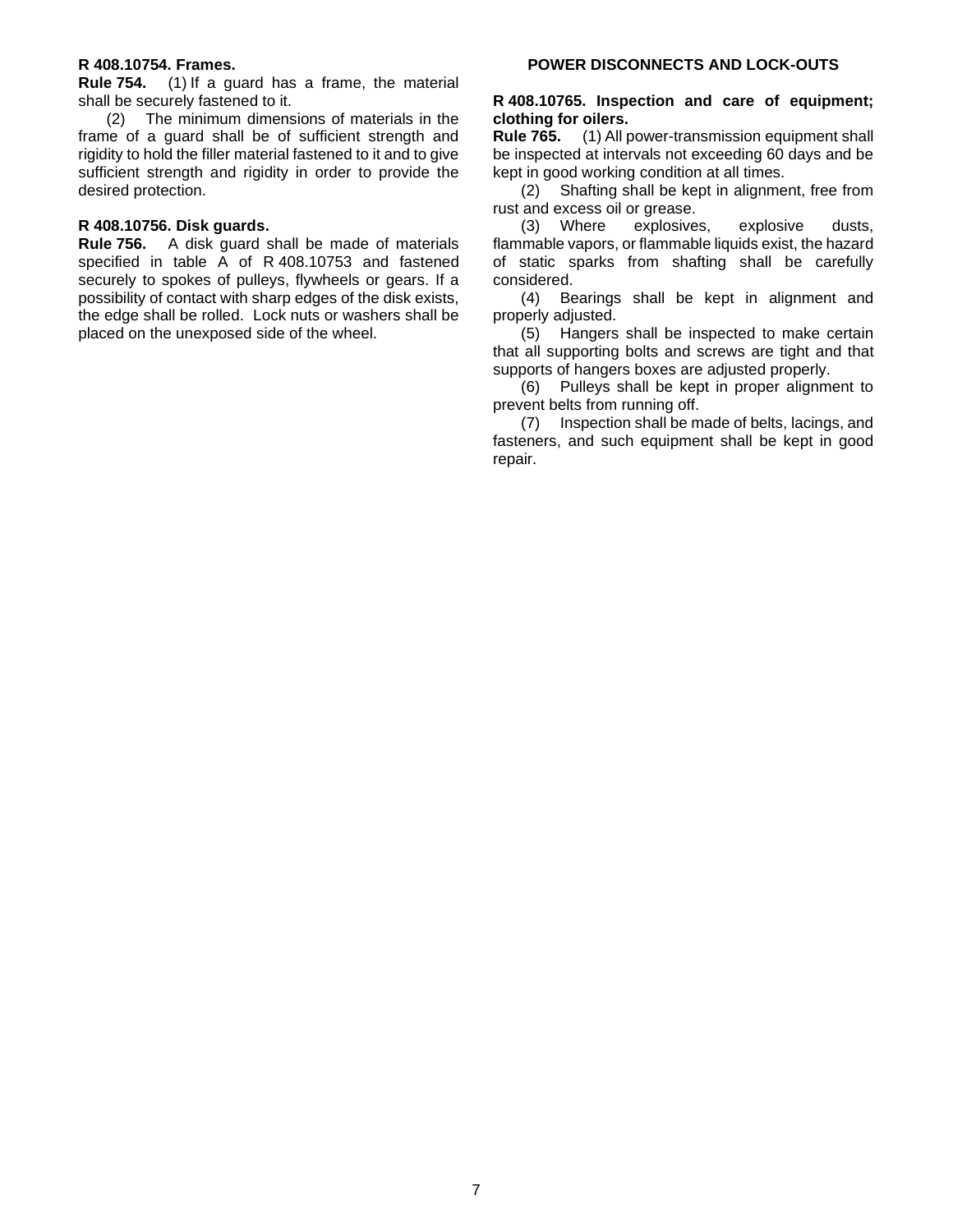**R 408.10754. Frames.**

**Rule 754.** (1) If a guard has a frame, the material shall be securely fastened to it.

(2) The minimum dimensions of materials in the frame of a guard shall be of sufficient strength and rigidity to hold the filler material fastened to it and to give sufficient strength and rigidity in order to provide the desired protection.

**R 408.10756. Disk guards.**

**Rule 756.** A disk guard shall be made of materials specified in table A of R 408.10753 and fastened securely to spokes of pulleys, flywheels or gears. If a possibility of contact with sharp edges of the disk exists, the edge shall be rolled. Lock nuts or washers shall be placed on the unexposed side of the wheel.

## POWER DISCONNECTS AND LOCK-OUTS

**R 408.10765. Inspection and care of equipment; clothing for oilers.**

**Rule 765.** (1) All power-transmission equipment shall be inspected at intervals not exceeding 60 days and be kept in good working condition at all times.

(2) Shafting shall be kept in alignment, free from rust and excess oil or grease.

(3) Where explosives, explosive dusts, flammable vapors, or flammable liquids exist, the hazard of static sparks from shafting shall be carefully considered.

(4) Bearings shall be kept in alignment and properly adjusted.

(5) Hangers shall be inspected to make certain that all supporting bolts and screws are tight and that supports of hangers boxes are adjusted properly.

(6) Pulleys shall be kept in proper alignment to prevent belts from running off.

(7) Inspection shall be made of belts, lacings, and fasteners, and such equipment shall be kept in good repair.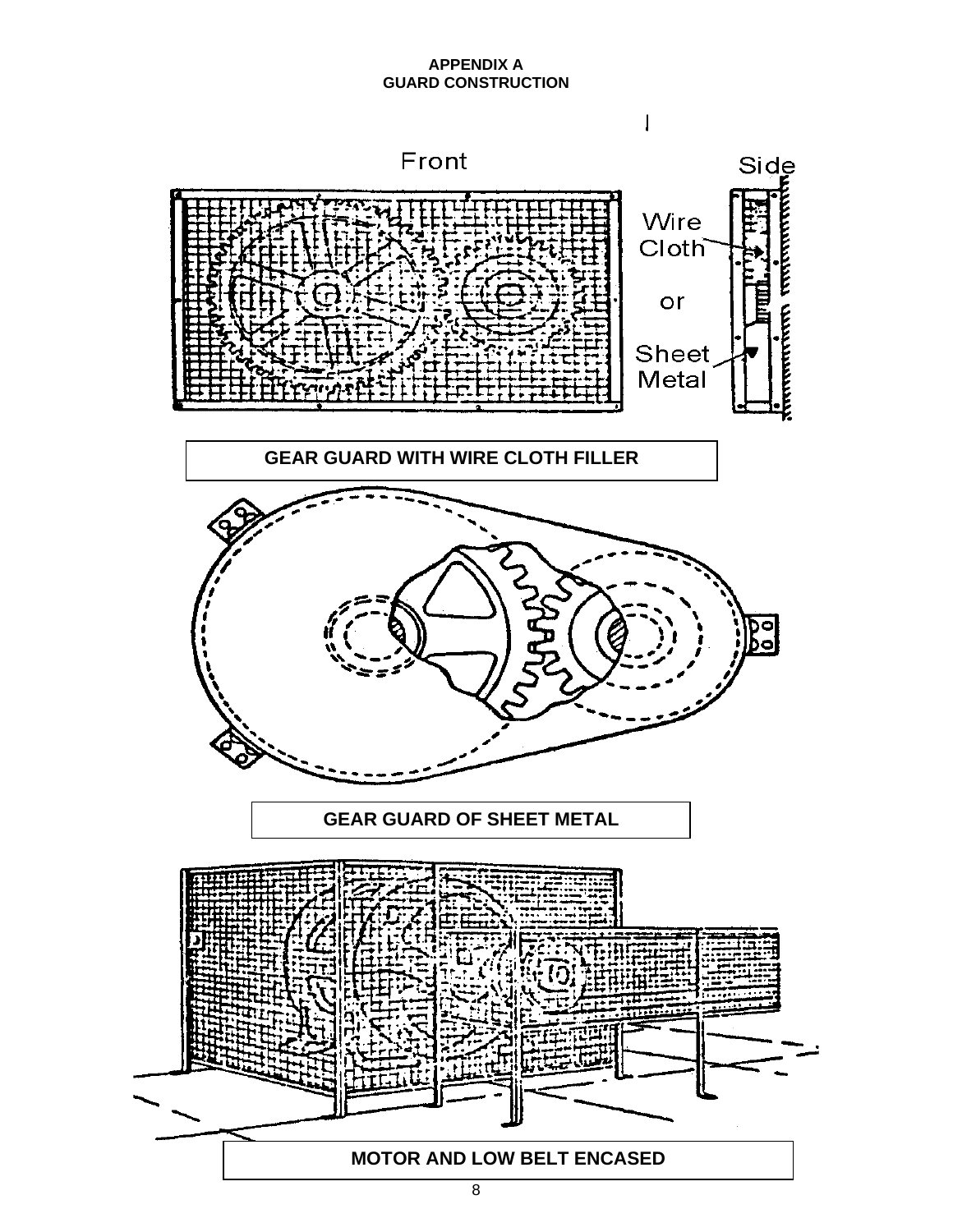# APPENDIX A
## GUARD CONSTRUCTION

Front

Side

Wire Cloth

or

Sheet Metal

**GEAR GUARD WITH WIRE CLOTH FILLER**

**GEAR GUARD OF SHEET METAL**

**MOTOR AND LOW BELT ENCASED**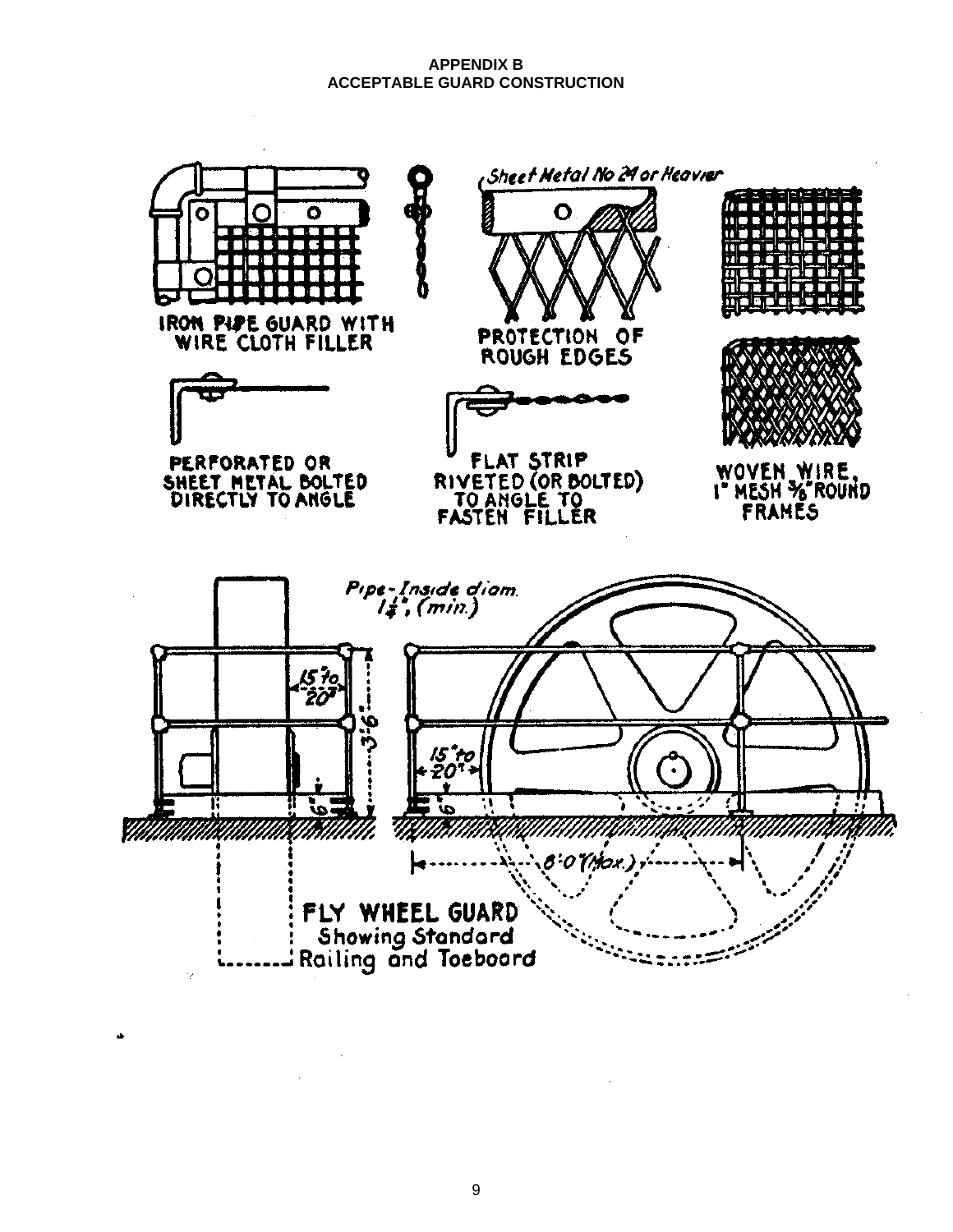**APPENDIX B**
**ACCEPTABLE GUARD CONSTRUCTION**

Sheet Metal No 24 or Heavier

IRON PIPE GUARD WITH WIRE CLOTH FILLER

PROTECTION OF ROUGH EDGES

PERFORATED OR SHEET METAL BOLTED DIRECTLY TO ANGLE

FLAT STRIP RIVETED (OR BOLTED) TO ANGLE TO FASTEN FILLER

WOVEN WIRE, 1" MESH 3/8" ROUND FRAMES

Pipe-Inside diam. 1¼", (min.)

15" to 20"

3'-6"

6"

15" to 20"

6"

8'-0" (Max.)

FLY WHEEL GUARD
Showing Standard Railing and Toeboard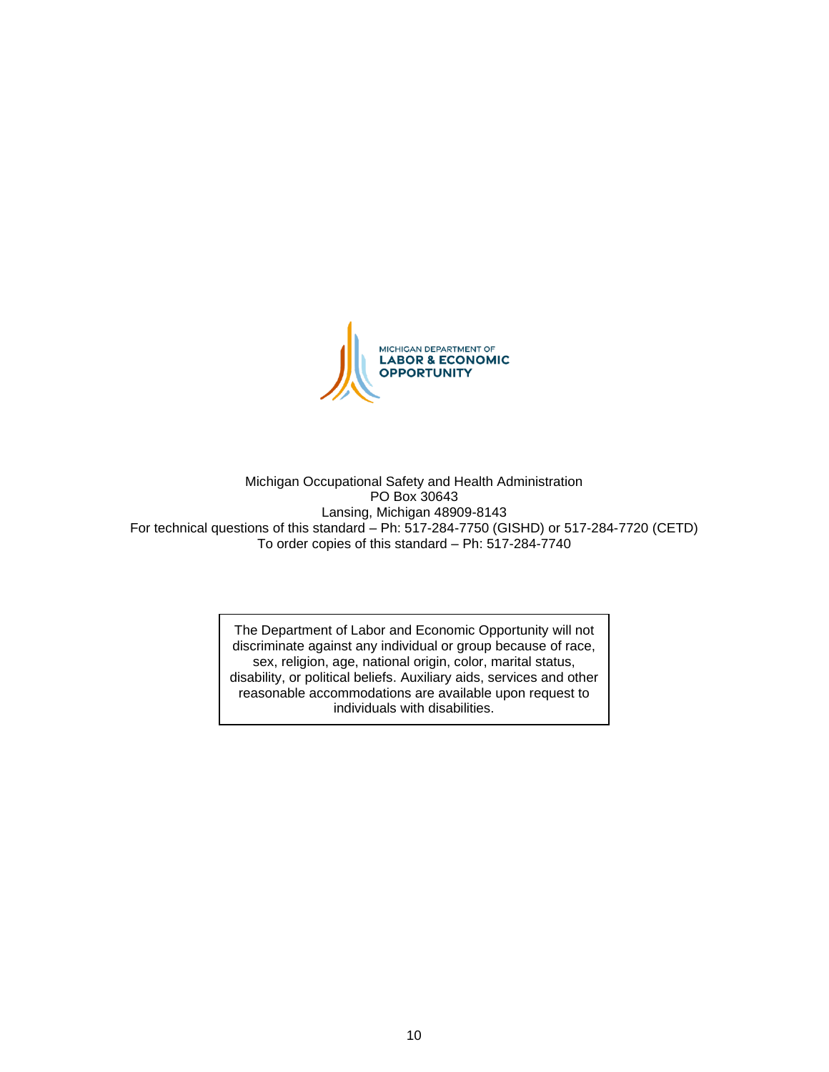MICHIGAN DEPARTMENT OF
LABOR & ECONOMIC
OPPORTUNITY

Michigan Occupational Safety and Health Administration
PO Box 30643
Lansing, Michigan 48909-8143
For technical questions of this standard – Ph: 517-284-7750 (GISHD) or 517-284-7720 (CETD)
To order copies of this standard – Ph: 517-284-7740

The Department of Labor and Economic Opportunity will not discriminate against any individual or group because of race, sex, religion, age, national origin, color, marital status, disability, or political beliefs. Auxiliary aids, services and other reasonable accommodations are available upon request to individuals with disabilities.